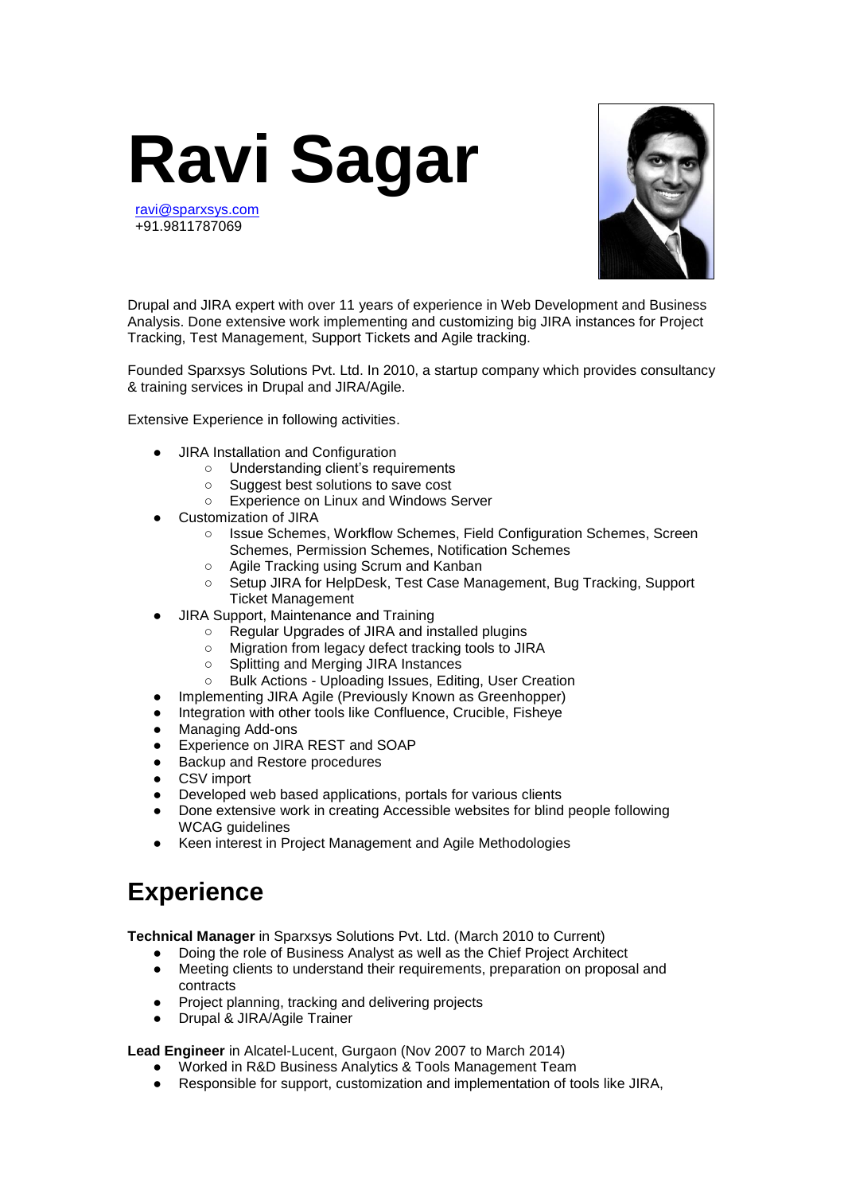# Ravi Sagar

ravi@sparxsys.com
+91.9811787069

Drupal and JIRA expert with over 11 years of experience in Web Development and Business Analysis. Done extensive work implementing and customizing big JIRA instances for Project Tracking, Test Management, Support Tickets and Agile tracking.

Founded Sparxsys Solutions Pvt. Ltd. In 2010, a startup company which provides consultancy & training services in Drupal and JIRA/Agile.

Extensive Experience in following activities.

- JIRA Installation and Configuration
  - Understanding client's requirements
  - Suggest best solutions to save cost
  - Experience on Linux and Windows Server
- Customization of JIRA
  - Issue Schemes, Workflow Schemes, Field Configuration Schemes, Screen Schemes, Permission Schemes, Notification Schemes
  - Agile Tracking using Scrum and Kanban
  - Setup JIRA for HelpDesk, Test Case Management, Bug Tracking, Support Ticket Management
- JIRA Support, Maintenance and Training
  - Regular Upgrades of JIRA and installed plugins
  - Migration from legacy defect tracking tools to JIRA
  - Splitting and Merging JIRA Instances
  - Bulk Actions - Uploading Issues, Editing, User Creation
- Implementing JIRA Agile (Previously Known as Greenhopper)
- Integration with other tools like Confluence, Crucible, Fisheye
- Managing Add-ons
- Experience on JIRA REST and SOAP
- Backup and Restore procedures
- CSV import
- Developed web based applications, portals for various clients
- Done extensive work in creating Accessible websites for blind people following WCAG guidelines
- Keen interest in Project Management and Agile Methodologies

## Experience

**Technical Manager** in Sparxsys Solutions Pvt. Ltd. (March 2010 to Current)

- Doing the role of Business Analyst as well as the Chief Project Architect
- Meeting clients to understand their requirements, preparation on proposal and contracts
- Project planning, tracking and delivering projects
- Drupal & JIRA/Agile Trainer

**Lead Engineer** in Alcatel-Lucent, Gurgaon (Nov 2007 to March 2014)

- Worked in R&D Business Analytics & Tools Management Team
- Responsible for support, customization and implementation of tools like JIRA,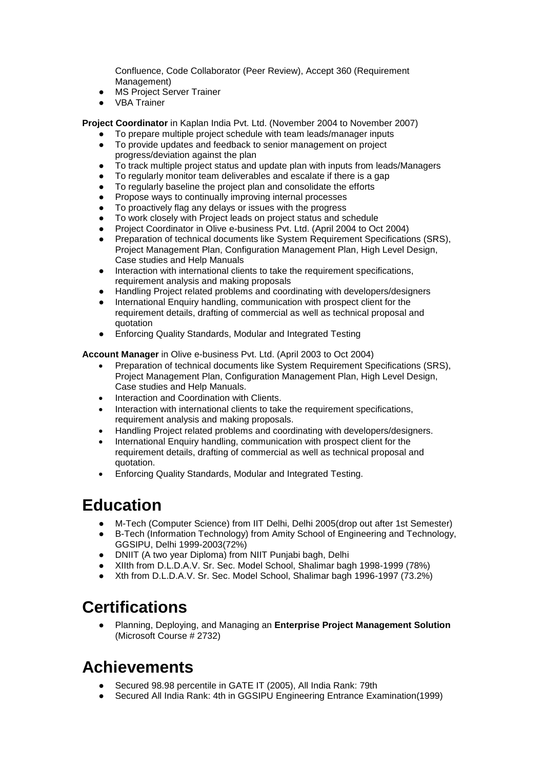Confluence, Code Collaborator (Peer Review), Accept 360 (Requirement Management)
- MS Project Server Trainer
- VBA Trainer

**Project Coordinator** in Kaplan India Pvt. Ltd. (November 2004 to November 2007)

- To prepare multiple project schedule with team leads/manager inputs
- To provide updates and feedback to senior management on project progress/deviation against the plan
- To track multiple project status and update plan with inputs from leads/Managers
- To regularly monitor team deliverables and escalate if there is a gap
- To regularly baseline the project plan and consolidate the efforts
- Propose ways to continually improving internal processes
- To proactively flag any delays or issues with the progress
- To work closely with Project leads on project status and schedule
- Project Coordinator in Olive e-business Pvt. Ltd. (April 2004 to Oct 2004)
- Preparation of technical documents like System Requirement Specifications (SRS), Project Management Plan, Configuration Management Plan, High Level Design, Case studies and Help Manuals
- Interaction with international clients to take the requirement specifications, requirement analysis and making proposals
- Handling Project related problems and coordinating with developers/designers
- International Enquiry handling, communication with prospect client for the requirement details, drafting of commercial as well as technical proposal and quotation
- Enforcing Quality Standards, Modular and Integrated Testing

**Account Manager** in Olive e-business Pvt. Ltd. (April 2003 to Oct 2004)

- Preparation of technical documents like System Requirement Specifications (SRS), Project Management Plan, Configuration Management Plan, High Level Design, Case studies and Help Manuals.
- Interaction and Coordination with Clients.
- Interaction with international clients to take the requirement specifications, requirement analysis and making proposals.
- Handling Project related problems and coordinating with developers/designers.
- International Enquiry handling, communication with prospect client for the requirement details, drafting of commercial as well as technical proposal and quotation.
- Enforcing Quality Standards, Modular and Integrated Testing.

# Education

- M-Tech (Computer Science) from IIT Delhi, Delhi 2005(drop out after 1st Semester)
- B-Tech (Information Technology) from Amity School of Engineering and Technology, GGSIPU, Delhi 1999-2003(72%)
- DNIIT (A two year Diploma) from NIIT Punjabi bagh, Delhi
- XIIth from D.L.D.A.V. Sr. Sec. Model School, Shalimar bagh 1998-1999 (78%)
- Xth from D.L.D.A.V. Sr. Sec. Model School, Shalimar bagh 1996-1997 (73.2%)

# Certifications

- Planning, Deploying, and Managing an **Enterprise Project Management Solution** (Microsoft Course # 2732)

# Achievements

- Secured 98.98 percentile in GATE IT (2005), All India Rank: 79th
- Secured All India Rank: 4th in GGSIPU Engineering Entrance Examination(1999)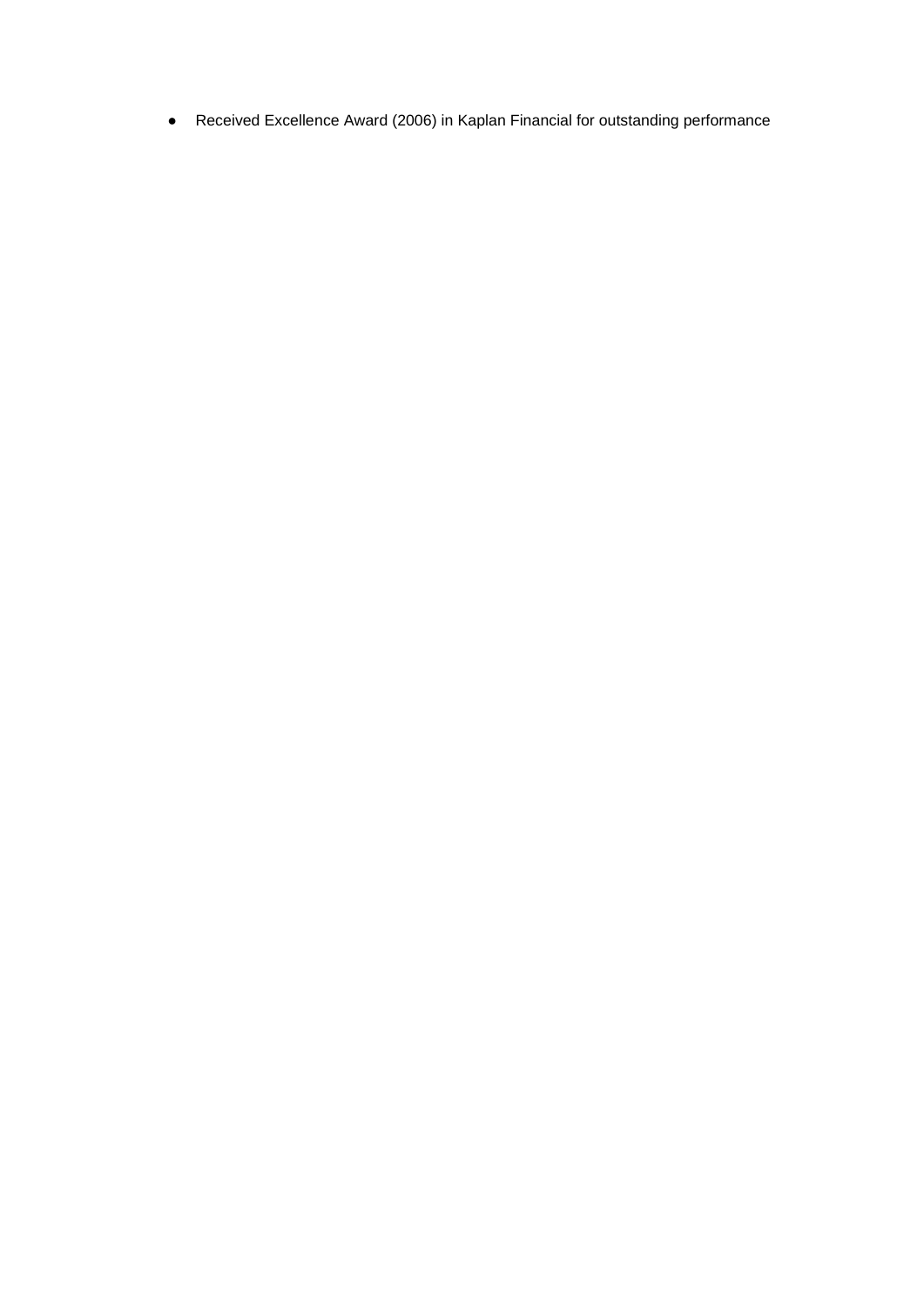- Received Excellence Award (2006) in Kaplan Financial for outstanding performance